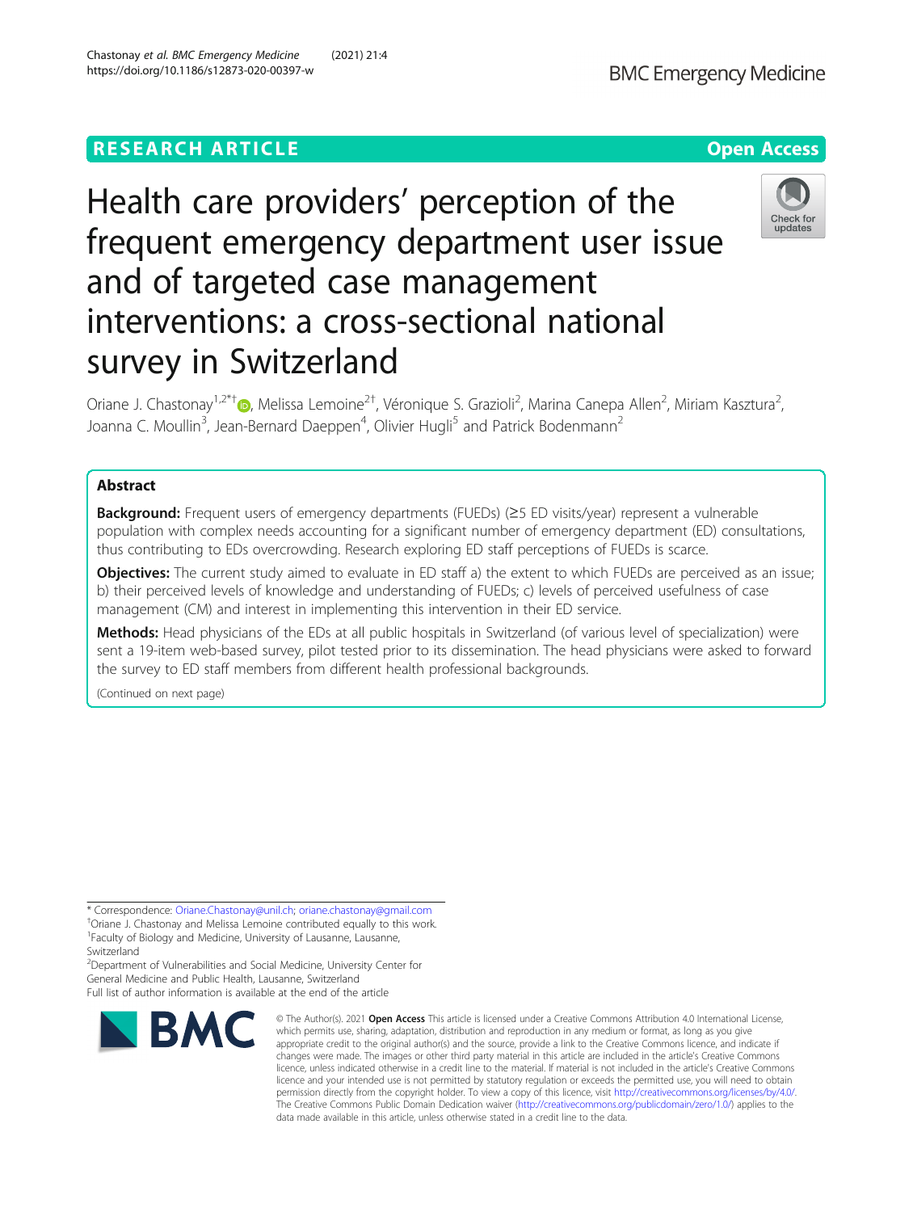RESEARCH ARTICLE

Open Access

# Health care providers' perception of the frequent emergency department user issue and of targeted case management interventions: a cross-sectional national survey in Switzerland

Oriane J. Chastonay[1,2*†], Melissa Lemoine[2†], Véronique S. Grazioli[2], Marina Canepa Allen[2], Miriam Kasztura[2], Joanna C. Moullin[3], Jean-Bernard Daeppen[4], Olivier Hugli[5] and Patrick Bodenmann[2]

## Abstract

**Background:** Frequent users of emergency departments (FUEDs) (≥5 ED visits/year) represent a vulnerable population with complex needs accounting for a significant number of emergency department (ED) consultations, thus contributing to EDs overcrowding. Research exploring ED staff perceptions of FUEDs is scarce.

**Objectives:** The current study aimed to evaluate in ED staff a) the extent to which FUEDs are perceived as an issue; b) their perceived levels of knowledge and understanding of FUEDs; c) levels of perceived usefulness of case management (CM) and interest in implementing this intervention in their ED service.

**Methods:** Head physicians of the EDs at all public hospitals in Switzerland (of various level of specialization) were sent a 19-item web-based survey, pilot tested prior to its dissemination. The head physicians were asked to forward the survey to ED staff members from different health professional backgrounds.

(Continued on next page)

* Correspondence: Oriane.Chastonay@unil.ch; oriane.chastonay@gmail.com
†Oriane J. Chastonay and Melissa Lemoine contributed equally to this work.
[1]Faculty of Biology and Medicine, University of Lausanne, Lausanne, Switzerland
[2]Department of Vulnerabilities and Social Medicine, University Center for General Medicine and Public Health, Lausanne, Switzerland
Full list of author information is available at the end of the article

© The Author(s). 2021 **Open Access** This article is licensed under a Creative Commons Attribution 4.0 International License, which permits use, sharing, adaptation, distribution and reproduction in any medium or format, as long as you give appropriate credit to the original author(s) and the source, provide a link to the Creative Commons licence, and indicate if changes were made. The images or other third party material in this article are included in the article's Creative Commons licence, unless indicated otherwise in a credit line to the material. If material is not included in the article's Creative Commons licence and your intended use is not permitted by statutory regulation or exceeds the permitted use, you will need to obtain permission directly from the copyright holder. To view a copy of this licence, visit http://creativecommons.org/licenses/by/4.0/. The Creative Commons Public Domain Dedication waiver (http://creativecommons.org/publicdomain/zero/1.0/) applies to the data made available in this article, unless otherwise stated in a credit line to the data.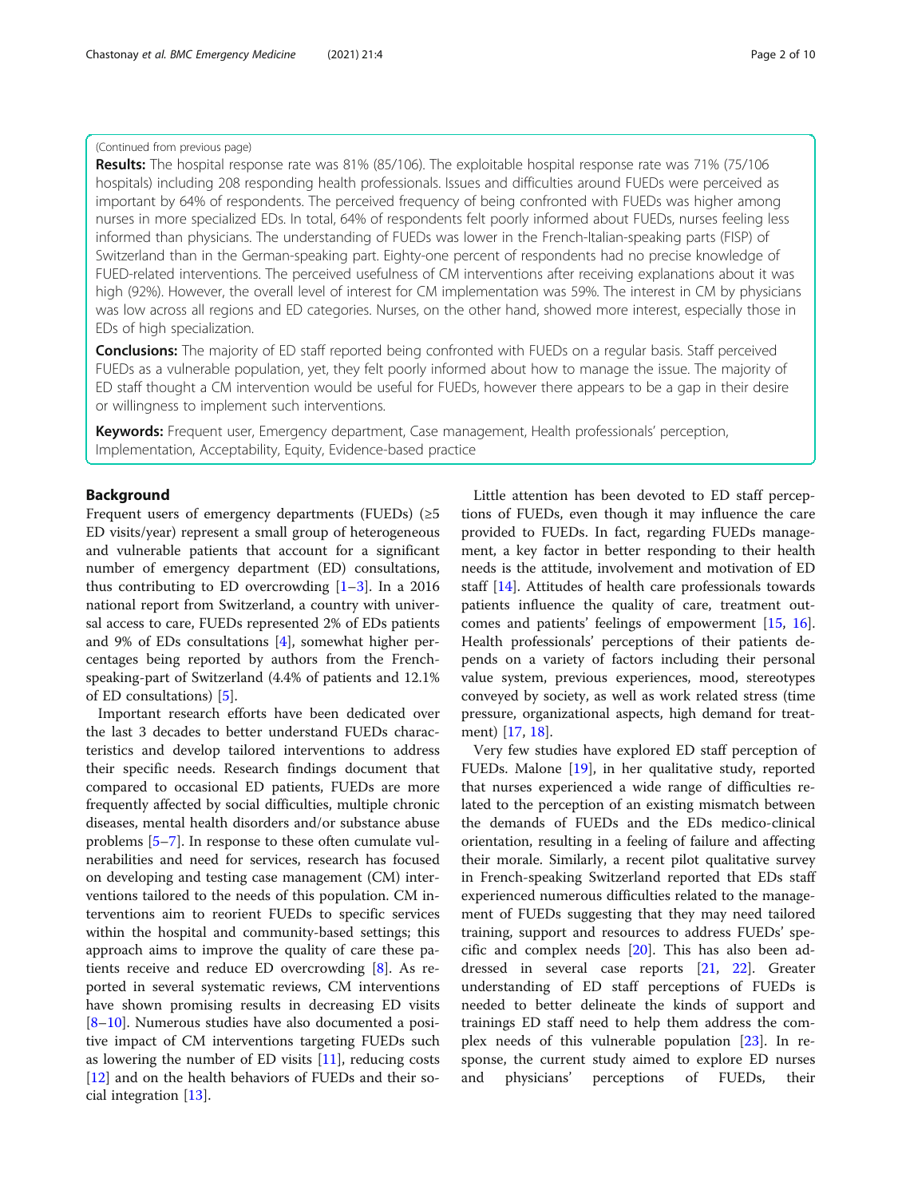(Continued from previous page)

**Results:** The hospital response rate was 81% (85/106). The exploitable hospital response rate was 71% (75/106 hospitals) including 208 responding health professionals. Issues and difficulties around FUEDs were perceived as important by 64% of respondents. The perceived frequency of being confronted with FUEDs was higher among nurses in more specialized EDs. In total, 64% of respondents felt poorly informed about FUEDs, nurses feeling less informed than physicians. The understanding of FUEDs was lower in the French-Italian-speaking parts (FISP) of Switzerland than in the German-speaking part. Eighty-one percent of respondents had no precise knowledge of FUED-related interventions. The perceived usefulness of CM interventions after receiving explanations about it was high (92%). However, the overall level of interest for CM implementation was 59%. The interest in CM by physicians was low across all regions and ED categories. Nurses, on the other hand, showed more interest, especially those in EDs of high specialization.

**Conclusions:** The majority of ED staff reported being confronted with FUEDs on a regular basis. Staff perceived FUEDs as a vulnerable population, yet, they felt poorly informed about how to manage the issue. The majority of ED staff thought a CM intervention would be useful for FUEDs, however there appears to be a gap in their desire or willingness to implement such interventions.

**Keywords:** Frequent user, Emergency department, Case management, Health professionals' perception, Implementation, Acceptability, Equity, Evidence-based practice

## Background

Frequent users of emergency departments (FUEDs) (≥5 ED visits/year) represent a small group of heterogeneous and vulnerable patients that account for a significant number of emergency department (ED) consultations, thus contributing to ED overcrowding [1–3]. In a 2016 national report from Switzerland, a country with universal access to care, FUEDs represented 2% of EDs patients and 9% of EDs consultations [4], somewhat higher percentages being reported by authors from the French-speaking-part of Switzerland (4.4% of patients and 12.1% of ED consultations) [5].

Important research efforts have been dedicated over the last 3 decades to better understand FUEDs characteristics and develop tailored interventions to address their specific needs. Research findings document that compared to occasional ED patients, FUEDs are more frequently affected by social difficulties, multiple chronic diseases, mental health disorders and/or substance abuse problems [5–7]. In response to these often cumulate vulnerabilities and need for services, research has focused on developing and testing case management (CM) interventions tailored to the needs of this population. CM interventions aim to reorient FUEDs to specific services within the hospital and community-based settings; this approach aims to improve the quality of care these patients receive and reduce ED overcrowding [8]. As reported in several systematic reviews, CM interventions have shown promising results in decreasing ED visits [8–10]. Numerous studies have also documented a positive impact of CM interventions targeting FUEDs such as lowering the number of ED visits [11], reducing costs [12] and on the health behaviors of FUEDs and their social integration [13].

Little attention has been devoted to ED staff perceptions of FUEDs, even though it may influence the care provided to FUEDs. In fact, regarding FUEDs management, a key factor in better responding to their health needs is the attitude, involvement and motivation of ED staff [14]. Attitudes of health care professionals towards patients influence the quality of care, treatment outcomes and patients' feelings of empowerment [15, 16]. Health professionals' perceptions of their patients depends on a variety of factors including their personal value system, previous experiences, mood, stereotypes conveyed by society, as well as work related stress (time pressure, organizational aspects, high demand for treatment) [17, 18].

Very few studies have explored ED staff perception of FUEDs. Malone [19], in her qualitative study, reported that nurses experienced a wide range of difficulties related to the perception of an existing mismatch between the demands of FUEDs and the EDs medico-clinical orientation, resulting in a feeling of failure and affecting their morale. Similarly, a recent pilot qualitative survey in French-speaking Switzerland reported that EDs staff experienced numerous difficulties related to the management of FUEDs suggesting that they may need tailored training, support and resources to address FUEDs' specific and complex needs [20]. This has also been addressed in several case reports [21, 22]. Greater understanding of ED staff perceptions of FUEDs is needed to better delineate the kinds of support and trainings ED staff need to help them address the complex needs of this vulnerable population [23]. In response, the current study aimed to explore ED nurses and physicians' perceptions of FUEDs, their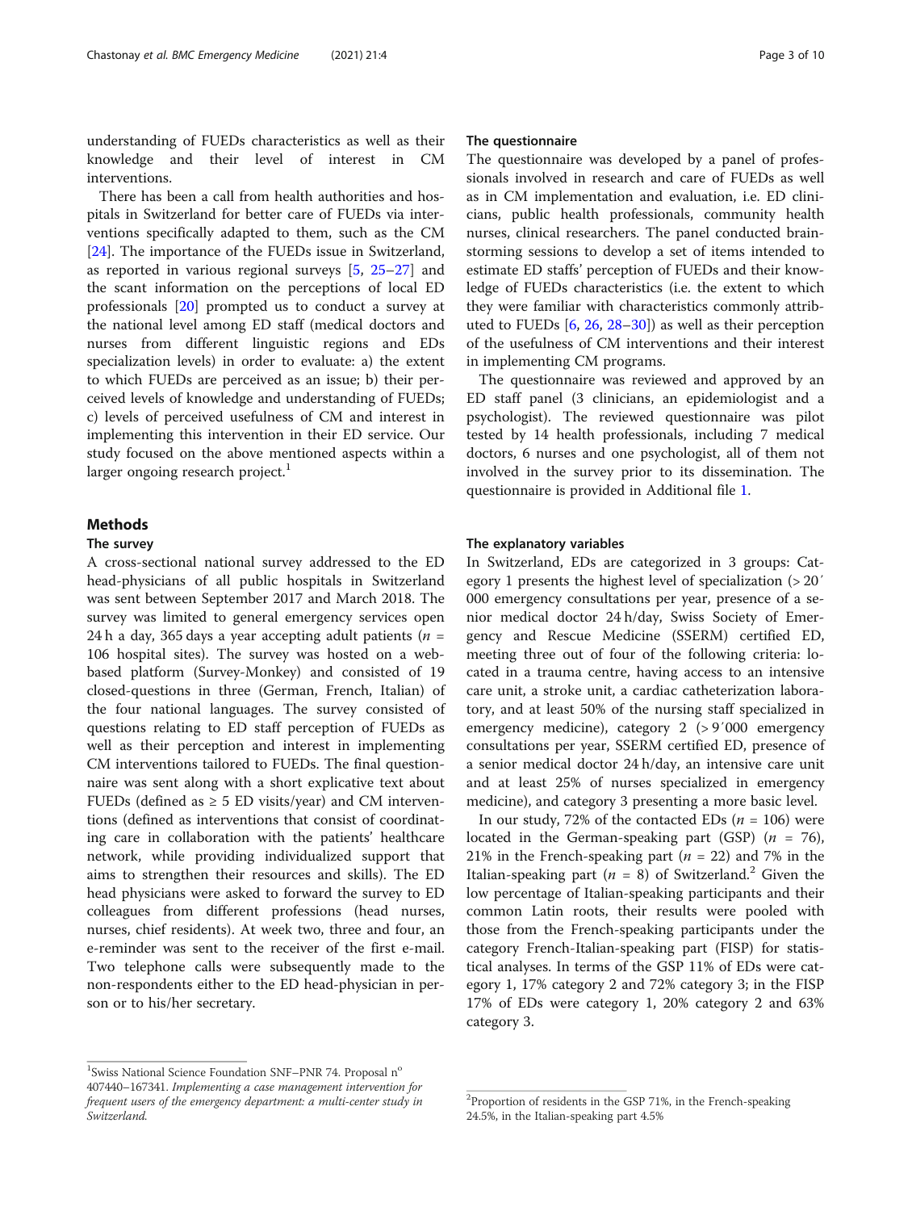understanding of FUEDs characteristics as well as their knowledge and their level of interest in CM interventions.

There has been a call from health authorities and hospitals in Switzerland for better care of FUEDs via interventions specifically adapted to them, such as the CM [24]. The importance of the FUEDs issue in Switzerland, as reported in various regional surveys [5, 25–27] and the scant information on the perceptions of local ED professionals [20] prompted us to conduct a survey at the national level among ED staff (medical doctors and nurses from different linguistic regions and EDs specialization levels) in order to evaluate: a) the extent to which FUEDs are perceived as an issue; b) their perceived levels of knowledge and understanding of FUEDs; c) levels of perceived usefulness of CM and interest in implementing this intervention in their ED service. Our study focused on the above mentioned aspects within a larger ongoing research project.[1]

## Methods

### The survey

A cross-sectional national survey addressed to the ED head-physicians of all public hospitals in Switzerland was sent between September 2017 and March 2018. The survey was limited to general emergency services open 24 h a day, 365 days a year accepting adult patients ($n$ = 106 hospital sites). The survey was hosted on a web-based platform (Survey-Monkey) and consisted of 19 closed-questions in three (German, French, Italian) of the four national languages. The survey consisted of questions relating to ED staff perception of FUEDs as well as their perception and interest in implementing CM interventions tailored to FUEDs. The final questionnaire was sent along with a short explicative text about FUEDs (defined as ≥ 5 ED visits/year) and CM interventions (defined as interventions that consist of coordinating care in collaboration with the patients' healthcare network, while providing individualized support that aims to strengthen their resources and skills). The ED head physicians were asked to forward the survey to ED colleagues from different professions (head nurses, nurses, chief residents). At week two, three and four, an e-reminder was sent to the receiver of the first e-mail. Two telephone calls were subsequently made to the non-respondents either to the ED head-physician in person or to his/her secretary.

### The questionnaire

The questionnaire was developed by a panel of professionals involved in research and care of FUEDs as well as in CM implementation and evaluation, i.e. ED clinicians, public health professionals, community health nurses, clinical researchers. The panel conducted brainstorming sessions to develop a set of items intended to estimate ED staffs' perception of FUEDs and their knowledge of FUEDs characteristics (i.e. the extent to which they were familiar with characteristics commonly attributed to FUEDs [6, 26, 28–30]) as well as their perception of the usefulness of CM interventions and their interest in implementing CM programs.

The questionnaire was reviewed and approved by an ED staff panel (3 clinicians, an epidemiologist and a psychologist). The reviewed questionnaire was pilot tested by 14 health professionals, including 7 medical doctors, 6 nurses and one psychologist, all of them not involved in the survey prior to its dissemination. The questionnaire is provided in Additional file 1.

### The explanatory variables

In Switzerland, EDs are categorized in 3 groups: Category 1 presents the highest level of specialization (> 20′000 emergency consultations per year, presence of a senior medical doctor 24 h/day, Swiss Society of Emergency and Rescue Medicine (SSERM) certified ED, meeting three out of four of the following criteria: located in a trauma centre, having access to an intensive care unit, a stroke unit, a cardiac catheterization laboratory, and at least 50% of the nursing staff specialized in emergency medicine), category 2 (> 9′000 emergency consultations per year, SSERM certified ED, presence of a senior medical doctor 24 h/day, an intensive care unit and at least 25% of nurses specialized in emergency medicine), and category 3 presenting a more basic level.

In our study, 72% of the contacted EDs ($n$ = 106) were located in the German-speaking part (GSP) ($n$ = 76), 21% in the French-speaking part ($n$ = 22) and 7% in the Italian-speaking part ($n$ = 8) of Switzerland.[2] Given the low percentage of Italian-speaking participants and their common Latin roots, their results were pooled with those from the French-speaking participants under the category French-Italian-speaking part (FISP) for statistical analyses. In terms of the GSP 11% of EDs were category 1, 17% category 2 and 72% category 3; in the FISP 17% of EDs were category 1, 20% category 2 and 63% category 3.

---

[1] Swiss National Science Foundation SNF–PNR 74. Proposal n° 407440–167341. *Implementing a case management intervention for frequent users of the emergency department: a multi-center study in Switzerland.*

[2] Proportion of residents in the GSP 71%, in the French-speaking 24.5%, in the Italian-speaking part 4.5%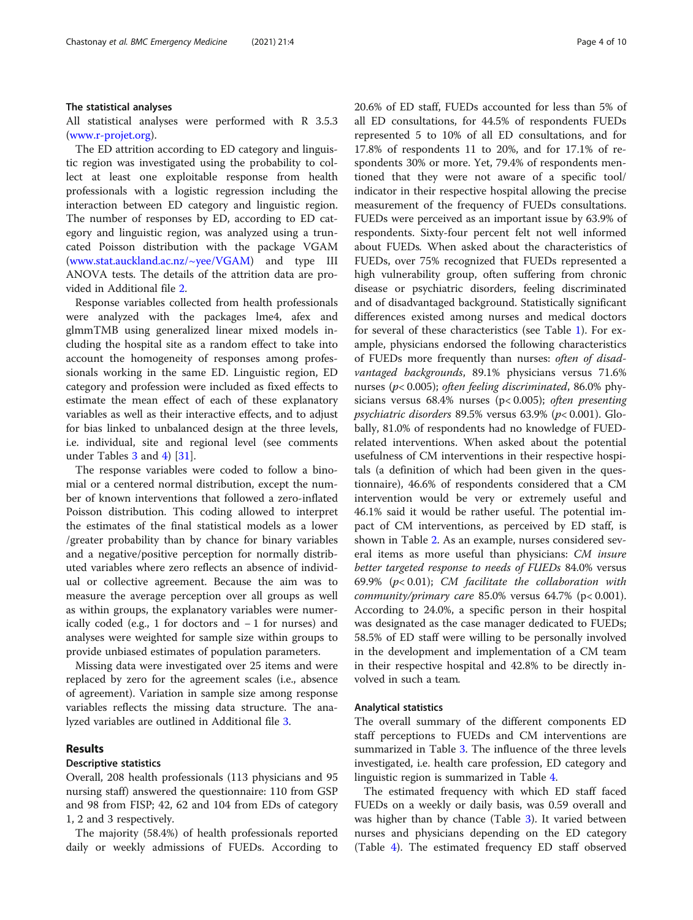### The statistical analyses

All statistical analyses were performed with R 3.5.3 (www.r-projet.org).

The ED attrition according to ED category and linguistic region was investigated using the probability to collect at least one exploitable response from health professionals with a logistic regression including the interaction between ED category and linguistic region. The number of responses by ED, according to ED category and linguistic region, was analyzed using a truncated Poisson distribution with the package VGAM (www.stat.auckland.ac.nz/~yee/VGAM) and type III ANOVA tests. The details of the attrition data are provided in Additional file 2.

Response variables collected from health professionals were analyzed with the packages lme4, afex and glmmTMB using generalized linear mixed models including the hospital site as a random effect to take into account the homogeneity of responses among professionals working in the same ED. Linguistic region, ED category and profession were included as fixed effects to estimate the mean effect of each of these explanatory variables as well as their interactive effects, and to adjust for bias linked to unbalanced design at the three levels, i.e. individual, site and regional level (see comments under Tables 3 and 4) [31].

The response variables were coded to follow a binomial or a centered normal distribution, except the number of known interventions that followed a zero-inflated Poisson distribution. This coding allowed to interpret the estimates of the final statistical models as a lower /greater probability than by chance for binary variables and a negative/positive perception for normally distributed variables where zero reflects an absence of individual or collective agreement. Because the aim was to measure the average perception over all groups as well as within groups, the explanatory variables were numerically coded (e.g., 1 for doctors and − 1 for nurses) and analyses were weighted for sample size within groups to provide unbiased estimates of population parameters.

Missing data were investigated over 25 items and were replaced by zero for the agreement scales (i.e., absence of agreement). Variation in sample size among response variables reflects the missing data structure. The analyzed variables are outlined in Additional file 3.

## Results

### Descriptive statistics

Overall, 208 health professionals (113 physicians and 95 nursing staff) answered the questionnaire: 110 from GSP and 98 from FISP; 42, 62 and 104 from EDs of category 1, 2 and 3 respectively.

The majority (58.4%) of health professionals reported daily or weekly admissions of FUEDs. According to 20.6% of ED staff, FUEDs accounted for less than 5% of all ED consultations, for 44.5% of respondents FUEDs represented 5 to 10% of all ED consultations, and for 17.8% of respondents 11 to 20%, and for 17.1% of respondents 30% or more. Yet, 79.4% of respondents mentioned that they were not aware of a specific tool/ indicator in their respective hospital allowing the precise measurement of the frequency of FUEDs consultations. FUEDs were perceived as an important issue by 63.9% of respondents. Sixty-four percent felt not well informed about FUEDs. When asked about the characteristics of FUEDs, over 75% recognized that FUEDs represented a high vulnerability group, often suffering from chronic disease or psychiatric disorders, feeling discriminated and of disadvantaged background. Statistically significant differences existed among nurses and medical doctors for several of these characteristics (see Table 1). For example, physicians endorsed the following characteristics of FUEDs more frequently than nurses: *often of disadvantaged backgrounds*, 89.1% physicians versus 71.6% nurses ($p< 0.005$); *often feeling discriminated*, 86.0% physicians versus 68.4% nurses ($p< 0.005$); *often presenting psychiatric disorders* 89.5% versus 63.9% ($p< 0.001$). Globally, 81.0% of respondents had no knowledge of FUED-related interventions. When asked about the potential usefulness of CM interventions in their respective hospitals (a definition of which had been given in the questionnaire), 46.6% of respondents considered that a CM intervention would be very or extremely useful and 46.1% said it would be rather useful. The potential impact of CM interventions, as perceived by ED staff, is shown in Table 2. As an example, nurses considered several items as more useful than physicians: *CM insure better targeted response to needs of FUEDs* 84.0% versus 69.9% ($p< 0.01$); *CM facilitate the collaboration with community/primary care* 85.0% versus 64.7% ($p< 0.001$). According to 24.0%, a specific person in their hospital was designated as the case manager dedicated to FUEDs; 58.5% of ED staff were willing to be personally involved in the development and implementation of a CM team in their respective hospital and 42.8% to be directly involved in such a team.

### Analytical statistics

The overall summary of the different components ED staff perceptions to FUEDs and CM interventions are summarized in Table 3. The influence of the three levels investigated, i.e. health care profession, ED category and linguistic region is summarized in Table 4.

The estimated frequency with which ED staff faced FUEDs on a weekly or daily basis, was 0.59 overall and was higher than by chance (Table 3). It varied between nurses and physicians depending on the ED category (Table 4). The estimated frequency ED staff observed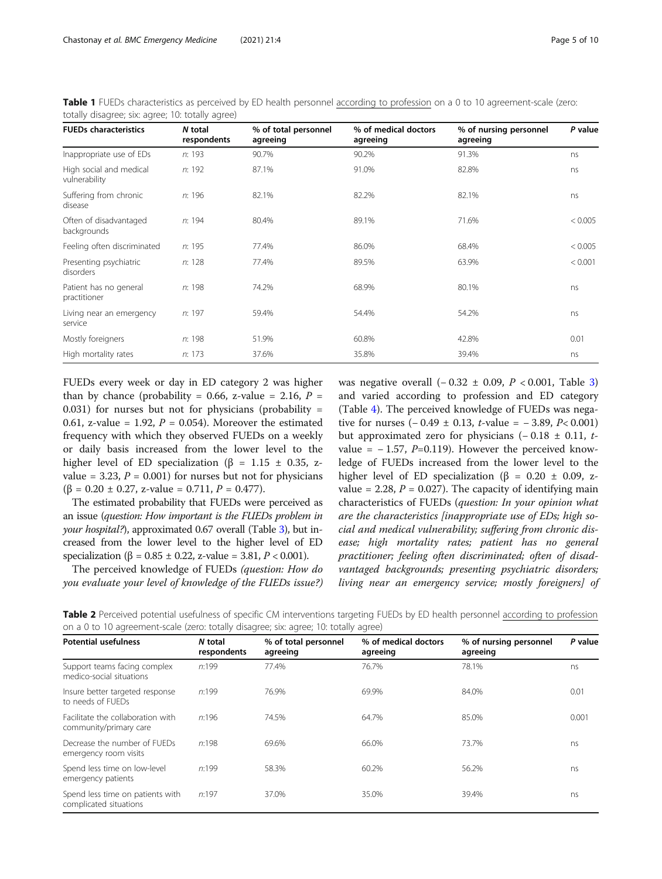**Table 1** FUEDs characteristics as perceived by ED health personnel according to profession on a 0 to 10 agreement-scale (zero: totally disagree; six: agree; 10: totally agree)

| FUEDs characteristics | N total respondents | % of total personnel agreeing | % of medical doctors agreeing | % of nursing personnel agreeing | P value |
|---|---|---|---|---|---|
| Inappropriate use of EDs | n: 193 | 90.7% | 90.2% | 91.3% | ns |
| High social and medical vulnerability | n: 192 | 87.1% | 91.0% | 82.8% | ns |
| Suffering from chronic disease | n: 196 | 82.1% | 82.2% | 82.1% | ns |
| Often of disadvantaged backgrounds | n: 194 | 80.4% | 89.1% | 71.6% | < 0.005 |
| Feeling often discriminated | n: 195 | 77.4% | 86.0% | 68.4% | < 0.005 |
| Presenting psychiatric disorders | n: 128 | 77.4% | 89.5% | 63.9% | < 0.001 |
| Patient has no general practitioner | n: 198 | 74.2% | 68.9% | 80.1% | ns |
| Living near an emergency service | n: 197 | 59.4% | 54.4% | 54.2% | ns |
| Mostly foreigners | n: 198 | 51.9% | 60.8% | 42.8% | 0.01 |
| High mortality rates | n: 173 | 37.6% | 35.8% | 39.4% | ns |

FUEDs every week or day in ED category 2 was higher than by chance (probability = 0.66, z-value = 2.16, $P = 0.031$) for nurses but not for physicians (probability = 0.61, z-value = 1.92, $P = 0.054$). Moreover the estimated frequency with which they observed FUEDs on a weekly or daily basis increased from the lower level to the higher level of ED specialization ($\beta = 1.15 \pm 0.35$, z-value = 3.23, $P = 0.001$) for nurses but not for physicians ($\beta = 0.20 \pm 0.27$, z-value = 0.711, $P = 0.477$).

The estimated probability that FUEDs were perceived as an issue (*question: How important is the FUEDs problem in your hospital?*), approximated 0.67 overall (Table 3), but increased from the lower level to the higher level of ED specialization ($\beta = 0.85 \pm 0.22$, z-value = 3.81, $P < 0.001$).

The perceived knowledge of FUEDs *(question: How do you evaluate your level of knowledge of the FUEDs issue?)* was negative overall ($-0.32 \pm 0.09$, $P < 0.001$, Table 3) and varied according to profession and ED category (Table 4). The perceived knowledge of FUEDs was negative for nurses ($-0.49 \pm 0.13$, *t*-value = $-3.89$, $P < 0.001$) but approximated zero for physicians ($-0.18 \pm 0.11$, *t*-value = $-1.57$, $P = 0.119$). However the perceived knowledge of FUEDs increased from the lower level to the higher level of ED specialization ($\beta = 0.20 \pm 0.09$, z-value = 2.28, $P = 0.027$). The capacity of identifying main characteristics of FUEDs (*question: In your opinion what are the characteristics [inappropriate use of EDs; high social and medical vulnerability; suffering from chronic disease; high mortality rates; patient has no general practitioner; feeling often discriminated; often of disadvantaged backgrounds; presenting psychiatric disorders; living near an emergency service; mostly foreigners] of*

**Table 2** Perceived potential usefulness of specific CM interventions targeting FUEDs by ED health personnel according to profession on a 0 to 10 agreement-scale (zero: totally disagree; six: agree; 10: totally agree)

| Potential usefulness | N total respondents | % of total personnel agreeing | % of medical doctors agreeing | % of nursing personnel agreeing | P value |
|---|---|---|---|---|---|
| Support teams facing complex medico-social situations | n:199 | 77.4% | 76.7% | 78.1% | ns |
| Insure better targeted response to needs of FUEDs | n:199 | 76.9% | 69.9% | 84.0% | 0.01 |
| Facilitate the collaboration with community/primary care | n:196 | 74.5% | 64.7% | 85.0% | 0.001 |
| Decrease the number of FUEDs emergency room visits | n:198 | 69.6% | 66.0% | 73.7% | ns |
| Spend less time on low-level emergency patients | n:199 | 58.3% | 60.2% | 56.2% | ns |
| Spend less time on patients with complicated situations | n:197 | 37.0% | 35.0% | 39.4% | ns |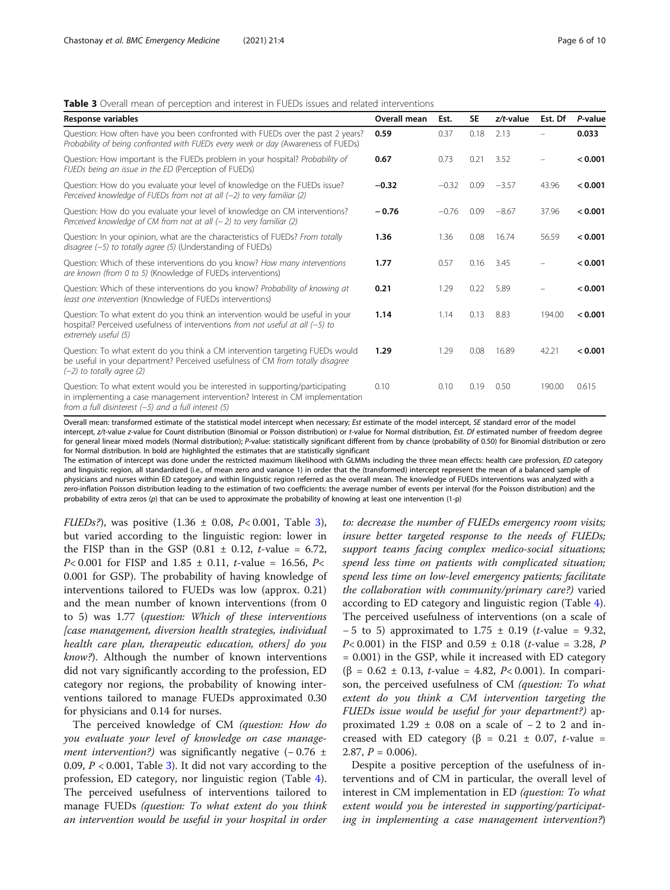**Table 3** Overall mean of perception and interest in FUEDs issues and related interventions

| Response variables | Overall mean | Est. | SE | z/t-value | Est. Df | P-value |
|---|---|---|---|---|---|---|
| Question: How often have you been confronted with FUEDs over the past 2 years? *Probability of being confronted with FUEDs every week or day* (Awareness of FUEDs) | **0.59** | 0.37 | 0.18 | 2.13 | – | **0.033** |
| Question: How important is the FUEDs problem in your hospital? *Probability of FUEDs being an issue in the ED* (Perception of FUEDs) | **0.67** | 0.73 | 0.21 | 3.52 | – | **< 0.001** |
| Question: How do you evaluate your level of knowledge on the FUEDs issue? *Perceived knowledge of FUEDs from not at all (−2) to very familiar (2)* | **−0.32** | −0.32 | 0.09 | −3.57 | 43.96 | **< 0.001** |
| Question: How do you evaluate your level of knowledge on CM interventions? *Perceived knowledge of CM from not at all (− 2) to very familiar (2)* | **− 0.76** | −0.76 | 0.09 | −8.67 | 37.96 | **< 0.001** |
| Question: In your opinion, what are the characteristics of FUEDs? *From totally disagree (−5) to totally agree (5)* (Understanding of FUEDs) | **1.36** | 1.36 | 0.08 | 16.74 | 56.59 | **< 0.001** |
| Question: Which of these interventions do you know? *How many interventions are known (from 0 to 5)* (Knowledge of FUEDs interventions) | **1.77** | 0.57 | 0.16 | 3.45 | – | **< 0.001** |
| Question: Which of these interventions do you know? *Probability of knowing at least one intervention* (Knowledge of FUEDs interventions) | **0.21** | 1.29 | 0.22 | 5.89 | – | **< 0.001** |
| Question: To what extent do you think an intervention would be useful in your hospital? Perceived usefulness of interventions *from not useful at all (−5) to extremely useful (5)* | **1.14** | 1.14 | 0.13 | 8.83 | 194.00 | **< 0.001** |
| Question: To what extent do you think a CM intervention targeting FUEDs would be useful in your department? Perceived usefulness of CM *from totally disagree (−2) to totally agree (2)* | **1.29** | 1.29 | 0.08 | 16.89 | 42.21 | **< 0.001** |
| Question: To what extent would you be interested in supporting/participating in implementing a case management intervention? Interest in CM implementation *from a full disinterest (−5) and a full interest (5)* | 0.10 | 0.10 | 0.19 | 0.50 | 190.00 | 0.615 |

Overall mean: transformed estimate of the statistical model intercept when necessary; *Est* estimate of the model intercept, *SE* standard error of the model intercept, *z/t-value* z-value for Count distribution (Binomial or Poisson distribution) or *t*-value for Normal distribution, *Est. Df* estimated number of freedom degree for general linear mixed models (Normal distribution); *P*-value: statistically significant different from by chance (probability of 0.50) for Binomial distribution or zero for Normal distribution. In bold are highlighted the estimates that are statistically significant

The estimation of intercept was done under the restricted maximum likelihood with GLMMs including the three mean effects: health care profession, *ED* category and linguistic region, all standardized (i.e., of mean zero and variance 1) in order that the (transformed) intercept represent the mean of a balanced sample of physicians and nurses within ED category and within linguistic region referred as the overall mean. The knowledge of FUEDs interventions was analyzed with a zero-inflation Poisson distribution leading to the estimation of two coefficients: the average number of events per interval (for the Poisson distribution) and the probability of extra zeros (*p*) that can be used to approximate the probability of knowing at least one intervention (1-p)

*FUEDs?*), was positive (1.36 ± 0.08, $P< 0.001$, Table 3), but varied according to the linguistic region: lower in the FISP than in the GSP (0.81 ± 0.12, *t*-value = 6.72, $P< 0.001$ for FISP and 1.85 ± 0.11, *t*-value = 16.56, $P< 0.001$ for GSP). The probability of having knowledge of interventions tailored to FUEDs was low (approx. 0.21) and the mean number of known interventions (from 0 to 5) was 1.77 (*question: Which of these interventions [case management, diversion health strategies, individual health care plan, therapeutic education, others] do you know?*). Although the number of known interventions did not vary significantly according to the profession, ED category nor regions, the probability of knowing interventions tailored to manage FUEDs approximated 0.30 for physicians and 0.14 for nurses.

The perceived knowledge of CM *(question: How do you evaluate your level of knowledge on case management intervention?)* was significantly negative (− 0.76 ± 0.09, $P < 0.001$, Table 3). It did not vary according to the profession, ED category, nor linguistic region (Table 4). The perceived usefulness of interventions tailored to manage FUEDs *(question: To what extent do you think an intervention would be useful in your hospital in order to: decrease the number of FUEDs emergency room visits; insure better targeted response to the needs of FUEDs; support teams facing complex medico-social situations; spend less time on patients with complicated situation; spend less time on low-level emergency patients; facilitate the collaboration with community/primary care?)* varied according to ED category and linguistic region (Table 4). The perceived usefulness of interventions (on a scale of − 5 to 5) approximated to 1.75 ± 0.19 (*t*-value = 9.32, $P< 0.001$) in the FISP and 0.59 ± 0.18 (*t*-value = 3.28, $P = 0.001$) in the GSP, while it increased with ED category (β = 0.62 ± 0.13, *t*-value = 4.82, $P< 0.001$). In comparison, the perceived usefulness of CM *(question: To what extent do you think a CM intervention targeting the FUEDs issue would be useful for your department?)* approximated 1.29 ± 0.08 on a scale of − 2 to 2 and increased with ED category (β = 0.21 ± 0.07, *t*-value = 2.87, $P = 0.006$).

Despite a positive perception of the usefulness of interventions and of CM in particular, the overall level of interest in CM implementation in ED *(question: To what extent would you be interested in supporting/participating in implementing a case management intervention?)*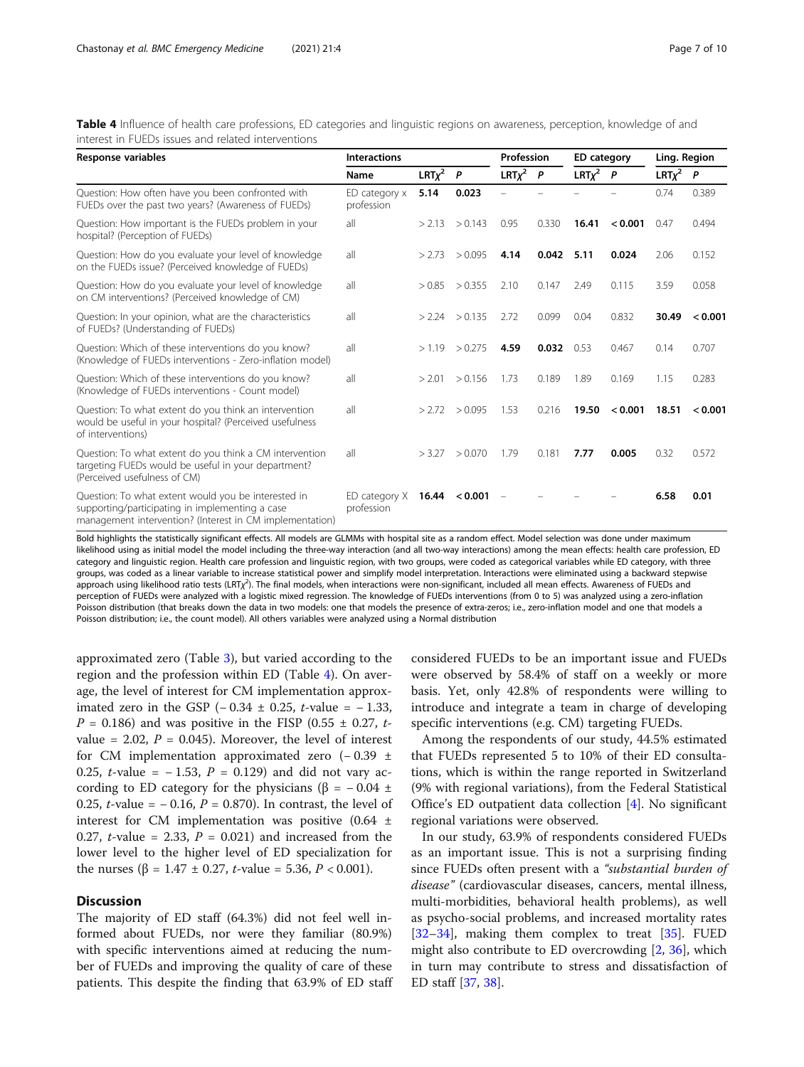**Table 4** Influence of health care professions, ED categories and linguistic regions on awareness, perception, knowledge of and interest in FUEDs issues and related interventions

| Response variables | Interactions | | | Profession | | ED category | | Ling. Region | |
|---|---|---|---|---|---|---|---|---|---|
| | Name | $LRT\chi^2$ | *P* | $LRT\chi^2$ | *P* | $LRT\chi^2$ | *P* | $LRT\chi^2$ | *P* |
| Question: How often have you been confronted with FUEDs over the past two years? (Awareness of FUEDs) | ED category x profession | **5.14** | **0.023** | – | – | – | – | 0.74 | 0.389 |
| Question: How important is the FUEDs problem in your hospital? (Perception of FUEDs) | all | > 2.13 | > 0.143 | 0.95 | 0.330 | **16.41** | **< 0.001** | 0.47 | 0.494 |
| Question: How do you evaluate your level of knowledge on the FUEDs issue? (Perceived knowledge of FUEDs) | all | > 2.73 | > 0.095 | **4.14** | **0.042** | **5.11** | **0.024** | 2.06 | 0.152 |
| Question: How do you evaluate your level of knowledge on CM interventions? (Perceived knowledge of CM) | all | > 0.85 | > 0.355 | 2.10 | 0.147 | 2.49 | 0.115 | 3.59 | 0.058 |
| Question: In your opinion, what are the characteristics of FUEDs? (Understanding of FUEDs) | all | > 2.24 | > 0.135 | 2.72 | 0.099 | 0.04 | 0.832 | **30.49** | **< 0.001** |
| Question: Which of these interventions do you know? (Knowledge of FUEDs interventions - Zero-inflation model) | all | > 1.19 | > 0.275 | **4.59** | **0.032** | 0.53 | 0.467 | 0.14 | 0.707 |
| Question: Which of these interventions do you know? (Knowledge of FUEDs interventions - Count model) | all | > 2.01 | > 0.156 | 1.73 | 0.189 | 1.89 | 0.169 | 1.15 | 0.283 |
| Question: To what extent do you think an intervention would be useful in your hospital? (Perceived usefulness of interventions) | all | > 2.72 | > 0.095 | 1.53 | 0.216 | **19.50** | **< 0.001** | **18.51** | **< 0.001** |
| Question: To what extent do you think a CM intervention targeting FUEDs would be useful in your department? (Perceived usefulness of CM) | all | > 3.27 | > 0.070 | 1.79 | 0.181 | **7.77** | **0.005** | 0.32 | 0.572 |
| Question: To what extent would you be interested in supporting/participating in implementing a case management intervention? (Interest in CM implementation) | ED category X profession | **16.44** | **< 0.001** | – | – | – | – | **6.58** | **0.01** |

Bold highlights the statistically significant effects. All models are GLMMs with hospital site as a random effect. Model selection was done under maximum likelihood using as initial model the model including the three-way interaction (and all two-way interactions) among the mean effects: health care profession, ED category and linguistic region. Health care profession and linguistic region, with two groups, were coded as categorical variables while ED category, with three groups, was coded as a linear variable to increase statistical power and simplify model interpretation. Interactions were eliminated using a backward stepwise approach using likelihood ratio tests ($LRT\chi^2$). The final models, when interactions were non-significant, included all mean effects. Awareness of FUEDs and perception of FUEDs were analyzed with a logistic mixed regression. The knowledge of FUEDs interventions (from 0 to 5) was analyzed using a zero-inflation Poisson distribution (that breaks down the data in two models: one that models the presence of extra-zeros; i.e., zero-inflation model and one that models a Poisson distribution; i.e., the count model). All others variables were analyzed using a Normal distribution

approximated zero (Table 3), but varied according to the region and the profession within ED (Table 4). On average, the level of interest for CM implementation approximated zero in the GSP (− 0.34 ± 0.25, *t*-value = − 1.33, $P = 0.186$) and was positive in the FISP (0.55 ± 0.27, *t*-value = 2.02, $P = 0.045$). Moreover, the level of interest for CM implementation approximated zero (− 0.39 ± 0.25, *t*-value = − 1.53, $P = 0.129$) and did not vary according to ED category for the physicians ($\beta = -0.04 \pm 0.25$, *t*-value = − 0.16, $P = 0.870$). In contrast, the level of interest for CM implementation was positive (0.64 ± 0.27, *t*-value = 2.33, $P = 0.021$) and increased from the lower level to the higher level of ED specialization for the nurses ($\beta = 1.47 \pm 0.27$, *t*-value = 5.36, $P < 0.001$).

## Discussion

The majority of ED staff (64.3%) did not feel well informed about FUEDs, nor were they familiar (80.9%) with specific interventions aimed at reducing the number of FUEDs and improving the quality of care of these patients. This despite the finding that 63.9% of ED staff considered FUEDs to be an important issue and FUEDs were observed by 58.4% of staff on a weekly or more basis. Yet, only 42.8% of respondents were willing to introduce and integrate a team in charge of developing specific interventions (e.g. CM) targeting FUEDs.

Among the respondents of our study, 44.5% estimated that FUEDs represented 5 to 10% of their ED consultations, which is within the range reported in Switzerland (9% with regional variations), from the Federal Statistical Office's ED outpatient data collection [4]. No significant regional variations were observed.

In our study, 63.9% of respondents considered FUEDs as an important issue. This is not a surprising finding since FUEDs often present with a *"substantial burden of disease"* (cardiovascular diseases, cancers, mental illness, multi-morbidities, behavioral health problems), as well as psycho-social problems, and increased mortality rates [32–34], making them complex to treat [35]. FUED might also contribute to ED overcrowding [2, 36], which in turn may contribute to stress and dissatisfaction of ED staff [37, 38].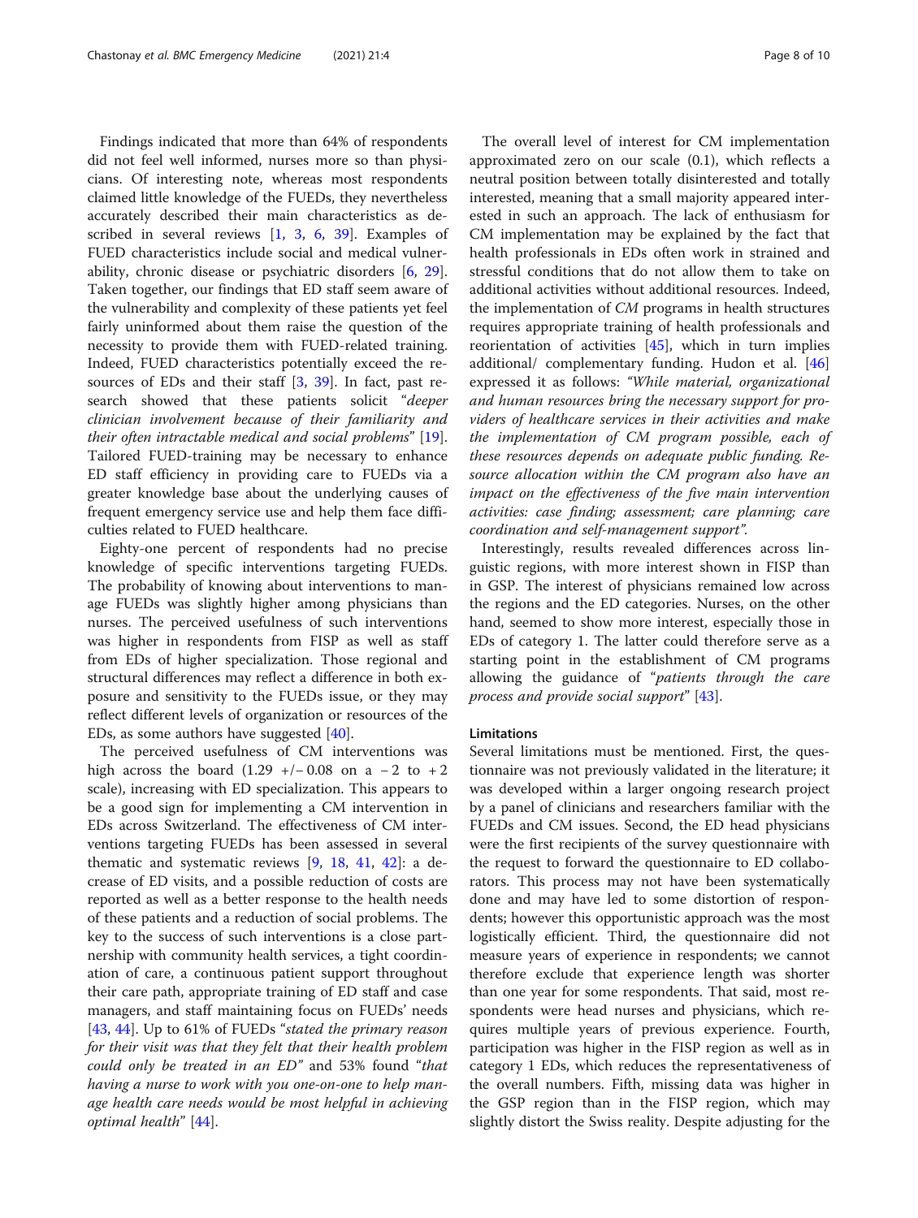Findings indicated that more than 64% of respondents did not feel well informed, nurses more so than physicians. Of interesting note, whereas most respondents claimed little knowledge of the FUEDs, they nevertheless accurately described their main characteristics as described in several reviews [1, 3, 6, 39]. Examples of FUED characteristics include social and medical vulnerability, chronic disease or psychiatric disorders [6, 29]. Taken together, our findings that ED staff seem aware of the vulnerability and complexity of these patients yet feel fairly uninformed about them raise the question of the necessity to provide them with FUED-related training. Indeed, FUED characteristics potentially exceed the resources of EDs and their staff [3, 39]. In fact, past research showed that these patients solicit *"deeper clinician involvement because of their familiarity and their often intractable medical and social problems"* [19]. Tailored FUED-training may be necessary to enhance ED staff efficiency in providing care to FUEDs via a greater knowledge base about the underlying causes of frequent emergency service use and help them face difficulties related to FUED healthcare.

Eighty-one percent of respondents had no precise knowledge of specific interventions targeting FUEDs. The probability of knowing about interventions to manage FUEDs was slightly higher among physicians than nurses. The perceived usefulness of such interventions was higher in respondents from FISP as well as staff from EDs of higher specialization. Those regional and structural differences may reflect a difference in both exposure and sensitivity to the FUEDs issue, or they may reflect different levels of organization or resources of the EDs, as some authors have suggested [40].

The perceived usefulness of CM interventions was high across the board (1.29 +/− 0.08 on a −2 to +2 scale), increasing with ED specialization. This appears to be a good sign for implementing a CM intervention in EDs across Switzerland. The effectiveness of CM interventions targeting FUEDs has been assessed in several thematic and systematic reviews [9, 18, 41, 42]: a decrease of ED visits, and a possible reduction of costs are reported as well as a better response to the health needs of these patients and a reduction of social problems. The key to the success of such interventions is a close partnership with community health services, a tight coordination of care, a continuous patient support throughout their care path, appropriate training of ED staff and case managers, and staff maintaining focus on FUEDs' needs [43, 44]. Up to 61% of FUEDs *"stated the primary reason for their visit was that they felt that their health problem could only be treated in an ED"* and 53% found *"that having a nurse to work with you one-on-one to help manage health care needs would be most helpful in achieving optimal health"* [44].

The overall level of interest for CM implementation approximated zero on our scale (0.1), which reflects a neutral position between totally disinterested and totally interested, meaning that a small majority appeared interested in such an approach. The lack of enthusiasm for CM implementation may be explained by the fact that health professionals in EDs often work in strained and stressful conditions that do not allow them to take on additional activities without additional resources. Indeed, the implementation of *CM* programs in health structures requires appropriate training of health professionals and reorientation of activities [45], which in turn implies additional/ complementary funding. Hudon et al. [46] expressed it as follows: *"While material, organizational and human resources bring the necessary support for providers of healthcare services in their activities and make the implementation of CM program possible, each of these resources depends on adequate public funding. Resource allocation within the CM program also have an impact on the effectiveness of the five main intervention activities: case finding; assessment; care planning; care coordination and self-management support"*.

Interestingly, results revealed differences across linguistic regions, with more interest shown in FISP than in GSP. The interest of physicians remained low across the regions and the ED categories. Nurses, on the other hand, seemed to show more interest, especially those in EDs of category 1. The latter could therefore serve as a starting point in the establishment of CM programs allowing the guidance of *"patients through the care process and provide social support"* [43].

## Limitations

Several limitations must be mentioned. First, the questionnaire was not previously validated in the literature; it was developed within a larger ongoing research project by a panel of clinicians and researchers familiar with the FUEDs and CM issues. Second, the ED head physicians were the first recipients of the survey questionnaire with the request to forward the questionnaire to ED collaborators. This process may not have been systematically done and may have led to some distortion of respondents; however this opportunistic approach was the most logistically efficient. Third, the questionnaire did not measure years of experience in respondents; we cannot therefore exclude that experience length was shorter than one year for some respondents. That said, most respondents were head nurses and physicians, which requires multiple years of previous experience. Fourth, participation was higher in the FISP region as well as in category 1 EDs, which reduces the representativeness of the overall numbers. Fifth, missing data was higher in the GSP region than in the FISP region, which may slightly distort the Swiss reality. Despite adjusting for the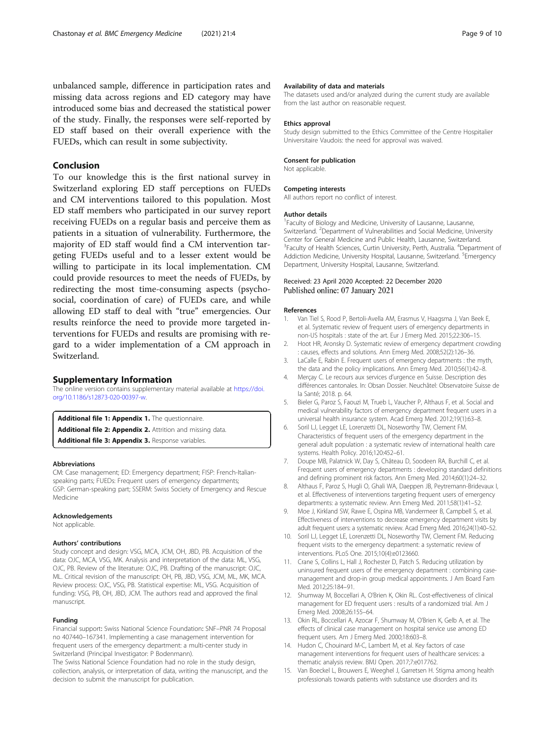unbalanced sample, difference in participation rates and missing data across regions and ED category may have introduced some bias and decreased the statistical power of the study. Finally, the responses were self-reported by ED staff based on their overall experience with the FUEDs, which can result in some subjectivity.

## Conclusion

To our knowledge this is the first national survey in Switzerland exploring ED staff perceptions on FUEDs and CM interventions tailored to this population. Most ED staff members who participated in our survey report receiving FUEDs on a regular basis and perceive them as patients in a situation of vulnerability. Furthermore, the majority of ED staff would find a CM intervention targeting FUEDs useful and to a lesser extent would be willing to participate in its local implementation. CM could provide resources to meet the needs of FUEDs, by redirecting the most time-consuming aspects (psychosocial, coordination of care) of FUEDs care, and while allowing ED staff to deal with "true" emergencies. Our results reinforce the need to provide more targeted interventions for FUEDs and results are promising with regard to a wider implementation of a CM approach in Switzerland.

## Supplementary Information

The online version contains supplementary material available at https://doi.org/10.1186/s12873-020-00397-w.

**Additional file 1: Appendix 1.** The questionnaire.
**Additional file 2: Appendix 2.** Attrition and missing data.
**Additional file 3: Appendix 3.** Response variables.

#### Abbreviations

CM: Case management; ED: Emergency department; FISP: French-Italian-speaking parts; FUEDs: Frequent users of emergency departments; GSP: German-speaking part; SSERM: Swiss Society of Emergency and Rescue Medicine

#### Acknowledgements

Not applicable.

#### Authors' contributions

Study concept and design: VSG, MCA, JCM, OH, JBD, PB. Acquisition of the data: OJC, MCA, VSG, MK. Analysis and interpretation of the data: ML, VSG, OJC, PB. Review of the literature: OJC, PB. Drafting of the manuscript: OJC, ML. Critical revision of the manuscript: OH, PB, JBD, VSG, JCM, ML, MK, MCA. Review process: OJC, VSG, PB. Statistical expertise: ML, VSG. Acquisition of funding: VSG, PB, OH, JBD, JCM. The authors read and approved the final manuscript.

#### Funding

Financial support: Swiss National Science Foundation: SNF–PNR 74 Proposal no 407440–167341. Implementing a case management intervention for frequent users of the emergency department: a multi-center study in Switzerland (Principal Investigator: P Bodenmann).
The Swiss National Science Foundation had no role in the study design, collection, analysis, or interpretation of data, writing the manuscript, and the decision to submit the manuscript for publication.

#### Availability of data and materials

The datasets used and/or analyzed during the current study are available from the last author on reasonable request.

#### Ethics approval

Study design submitted to the Ethics Committee of the Centre Hospitalier Universitaire Vaudois: the need for approval was waived.

#### Consent for publication

Not applicable.

#### Competing interests

All authors report no conflict of interest.

#### Author details

[1]Faculty of Biology and Medicine, University of Lausanne, Lausanne, Switzerland. [2]Department of Vulnerabilities and Social Medicine, University Center for General Medicine and Public Health, Lausanne, Switzerland. [3]Faculty of Health Sciences, Curtin University, Perth, Australia. [4]Department of Addiction Medicine, University Hospital, Lausanne, Switzerland. [5]Emergency Department, University Hospital, Lausanne, Switzerland.

Received: 23 April 2020 Accepted: 22 December 2020
Published online: 07 January 2021

#### References

1. Van Tiel S, Rood P, Bertoli-Avella AM, Erasmus V, Haagsma J, Van Beek E, et al. Systematic review of frequent users of emergency departments in non-US hospitals : state of the art. Eur J Emerg Med. 2015;22:306–15.
2. Hoot HR, Aronsky D. Systematic review of emergency department crowding : causes, effects and solutions. Ann Emerg Med. 2008;52(2):126–36.
3. LaCalle E, Rabin E. Frequent users of emergency departments : the myth, the data and the policy implications. Ann Emerg Med. 2010;56(1):42–8.
4. Merçay C. Le recours aux services d'urgence en Suisse. Description des différences cantonales. In: Obsan Dossier. Neuchâtel: Observatoire Suisse de la Santé; 2018. p. 64.
5. Bieler G, Paroz S, Faouzi M, Trueb L, Vaucher P, Althaus F, et al. Social and medical vulnerability factors of emergency department frequent users in a universal health insurance system. Acad Emerg Med. 2012;19(1):63–8.
6. Soril LJ, Legget LE, Lorenzetti DL, Noseworthy TW, Clement FM. Characteristics of frequent users of the emergency department in the general adult population : a systematic review of international health care systems. Health Policy. 2016;120:452–61.
7. Doupe MB, Palatnick W, Day S, Château D, Soodeen RA, Burchill C, et al. Frequent users of emergency departments : developing standard definitions and defining prominent risk factors. Ann Emerg Med. 2014;60(1):24–32.
8. Althaus F, Paroz S, Hugli O, Ghali WA, Daeppen JB, Peytremann-Bridevaux I, et al. Effectiveness of interventions targeting frequent users of emergency departments: a systematic review. Ann Emerg Med. 2011;58(1):41–52.
9. Moe J, Kirkland SW, Rawe E, Ospina MB, Vandermeer B, Campbell S, et al. Effectiveness of interventions to decrease emergency department visits by adult frequent users: a systematic review. Acad Emerg Med. 2016;24(1):40–52.
10. Soril LJ, Legget LE, Lorenzetti DL, Noseworthy TW, Clement FM. Reducing frequent visits to the emergency department: a systematic review of interventions. PLoS One. 2015;10(4):e0123660.
11. Crane S, Collins L, Hall J, Rochester D, Patch S. Reducing utilization by uninsured frequent users of the emergency department : combining case-management and drop-in group medical appointments. J Am Board Fam Med. 2012;25:184–91.
12. Shumway M, Boccellari A, O'Brien K, Okin RL. Cost-effectiveness of clinical management for ED frequent users : results of a randomized trial. Am J Emerg Med. 2008;26:155–64.
13. Okin RL, Boccellari A, Azocar F, Shumway M, O'Brien K, Gelb A, et al. The effects of clinical case management on hospital service use among ED frequent users. Am J Emerg Med. 2000;18:603–8.
14. Hudon C, Chouinard M-C, Lambert M, et al. Key factors of case management interventions for frequent users of healthcare services: a thematic analysis review. BMJ Open. 2017;7:e017762.
15. Van Boeckel L, Brouwers E, Weeghel J, Garretsen H. Stigma among health professionals towards patients with substance use disorders and its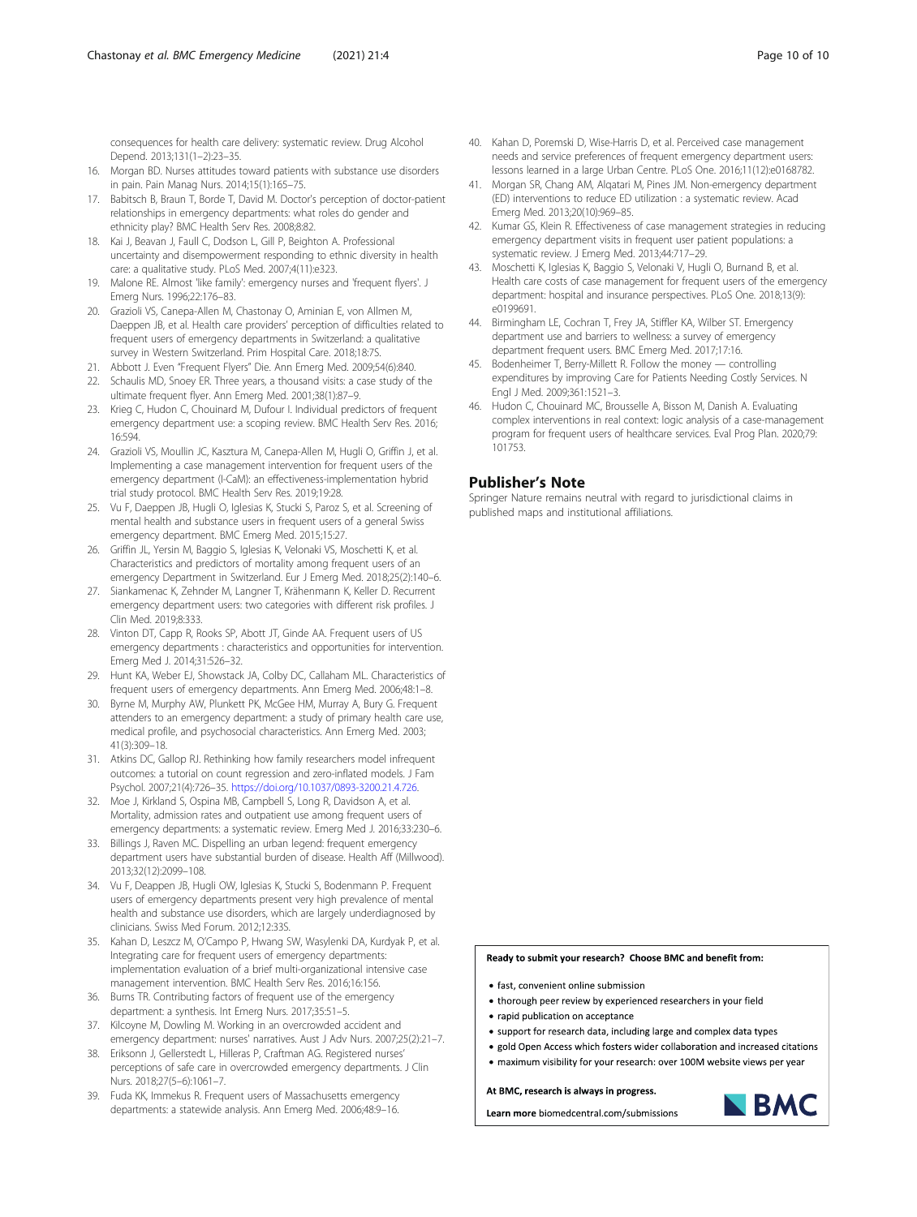consequences for health care delivery: systematic review. Drug Alcohol Depend. 2013;131(1–2):23–35.

16. Morgan BD. Nurses attitudes toward patients with substance use disorders in pain. Pain Manag Nurs. 2014;15(1):165–75.
17. Babitsch B, Braun T, Borde T, David M. Doctor's perception of doctor-patient relationships in emergency departments: what roles do gender and ethnicity play? BMC Health Serv Res. 2008;8:82.
18. Kai J, Beavan J, Faull C, Dodson L, Gill P, Beighton A. Professional uncertainty and disempowerment responding to ethnic diversity in health care: a qualitative study. PLoS Med. 2007;4(11):e323.
19. Malone RE. Almost 'like family': emergency nurses and 'frequent flyers'. J Emerg Nurs. 1996;22:176–83.
20. Grazioli VS, Canepa-Allen M, Chastonay O, Aminian E, von Allmen M, Daeppen JB, et al. Health care providers' perception of difficulties related to frequent users of emergency departments in Switzerland: a qualitative survey in Western Switzerland. Prim Hospital Care. 2018;18:7S.
21. Abbott J. Even "Frequent Flyers" Die. Ann Emerg Med. 2009;54(6):840.
22. Schaulis MD, Snoey ER. Three years, a thousand visits: a case study of the ultimate frequent flyer. Ann Emerg Med. 2001;38(1):87–9.
23. Krieg C, Hudon C, Chouinard M, Dufour I. Individual predictors of frequent emergency department use: a scoping review. BMC Health Serv Res. 2016;16:594.
24. Grazioli VS, Moullin JC, Kasztura M, Canepa-Allen M, Hugli O, Griffin J, et al. Implementing a case management intervention for frequent users of the emergency department (I-CaM): an effectiveness-implementation hybrid trial study protocol. BMC Health Serv Res. 2019;19:28.
25. Vu F, Daeppen JB, Hugli O, Iglesias K, Stucki S, Paroz S, et al. Screening of mental health and substance users in frequent users of a general Swiss emergency department. BMC Emerg Med. 2015;15:27.
26. Griffin JL, Yersin M, Baggio S, Iglesias K, Velonaki VS, Moschetti K, et al. Characteristics and predictors of mortality among frequent users of an emergency Department in Switzerland. Eur J Emerg Med. 2018;25(2):140–6.
27. Siankamenac K, Zehnder M, Langner T, Krähenmann K, Keller D. Recurrent emergency department users: two categories with different risk profiles. J Clin Med. 2019;8:333.
28. Vinton DT, Capp R, Rooks SP, Abbott JT, Ginde AA. Frequent users of US emergency departments : characteristics and opportunities for intervention. Emerg Med J. 2014;31:526–32.
29. Hunt KA, Weber EJ, Showstack JA, Colby DC, Callaham ML. Characteristics of frequent users of emergency departments. Ann Emerg Med. 2006;48:1–8.
30. Byrne M, Murphy AW, Plunkett PK, McGee HM, Murray A, Bury G. Frequent attenders to an emergency department: a study of primary health care use, medical profile, and psychosocial characteristics. Ann Emerg Med. 2003;41(3):309–18.
31. Atkins DC, Gallop RJ. Rethinking how family researchers model infrequent outcomes: a tutorial on count regression and zero-inflated models. J Fam Psychol. 2007;21(4):726–35. https://doi.org/10.1037/0893-3200.21.4.726.
32. Moe J, Kirkland S, Ospina MB, Campbell S, Long R, Davidson A, et al. Mortality, admission rates and outpatient use among frequent users of emergency departments: a systematic review. Emerg Med J. 2016;33:230–6.
33. Billings J, Raven MC. Dispelling an urban legend: frequent emergency department users have substantial burden of disease. Health Aff (Millwood). 2013;32(12):2099–108.
34. Vu F, Deappen JB, Hugli OW, Iglesias K, Stucki S, Bodenmann P. Frequent users of emergency departments present very high prevalence of mental health and substance use disorders, which are largely underdiagnosed by clinicians. Swiss Med Forum. 2012;12:33S.
35. Kahan D, Leszcz M, O'Campo P, Hwang SW, Wasylenki DA, Kurdyak P, et al. Integrating care for frequent users of emergency departments: implementation evaluation of a brief multi-organizational intensive case management intervention. BMC Health Serv Res. 2016;16:156.
36. Burns TR. Contributing factors of frequent use of the emergency department: a synthesis. Int Emerg Nurs. 2017;35:51–5.
37. Kilcoyne M, Dowling M. Working in an overcrowded accident and emergency department: nurses' narratives. Aust J Adv Nurs. 2007;25(2):21–7.
38. Eriksonn J, Gellerstedt L, Hilleras P, Craftman AG. Registered nurses' perceptions of safe care in overcrowded emergency departments. J Clin Nurs. 2018;27(5–6):1061–7.
39. Fuda KK, Immekus R. Frequent users of Massachusetts emergency departments: a statewide analysis. Ann Emerg Med. 2006;48:9–16.
40. Kahan D, Poremski D, Wise-Harris D, et al. Perceived case management needs and service preferences of frequent emergency department users: lessons learned in a large Urban Centre. PLoS One. 2016;11(12):e0168782.
41. Morgan SR, Chang AM, Alqatari M, Pines JM. Non-emergency department (ED) interventions to reduce ED utilization : a systematic review. Acad Emerg Med. 2013;20(10):969–85.
42. Kumar GS, Klein R. Effectiveness of case management strategies in reducing emergency department visits in frequent user patient populations: a systematic review. J Emerg Med. 2013;44:717–29.
43. Moschetti K, Iglesias K, Baggio S, Velonaki V, Hugli O, Burnand B, et al. Health care costs of case management for frequent users of the emergency department: hospital and insurance perspectives. PLoS One. 2018;13(9):e0199691.
44. Birmingham LE, Cochran T, Frey JA, Stiffler KA, Wilber ST. Emergency department use and barriers to wellness: a survey of emergency department frequent users. BMC Emerg Med. 2017;17:16.
45. Bodenheimer T, Berry-Millett R. Follow the money — controlling expenditures by improving Care for Patients Needing Costly Services. N Engl J Med. 2009;361:1521–3.
46. Hudon C, Chouinard MC, Brousselle A, Bisson M, Danish A. Evaluating complex interventions in real context: logic analysis of a case-management program for frequent users of healthcare services. Eval Prog Plan. 2020;79:101753.

## Publisher's Note

Springer Nature remains neutral with regard to jurisdictional claims in published maps and institutional affiliations.

**Ready to submit your research? Choose BMC and benefit from:**

- fast, convenient online submission
- thorough peer review by experienced researchers in your field
- rapid publication on acceptance
- support for research data, including large and complex data types
- gold Open Access which fosters wider collaboration and increased citations
- maximum visibility for your research: over 100M website views per year

**At BMC, research is always in progress.**

**Learn more** biomedcentral.com/submissions

BMC